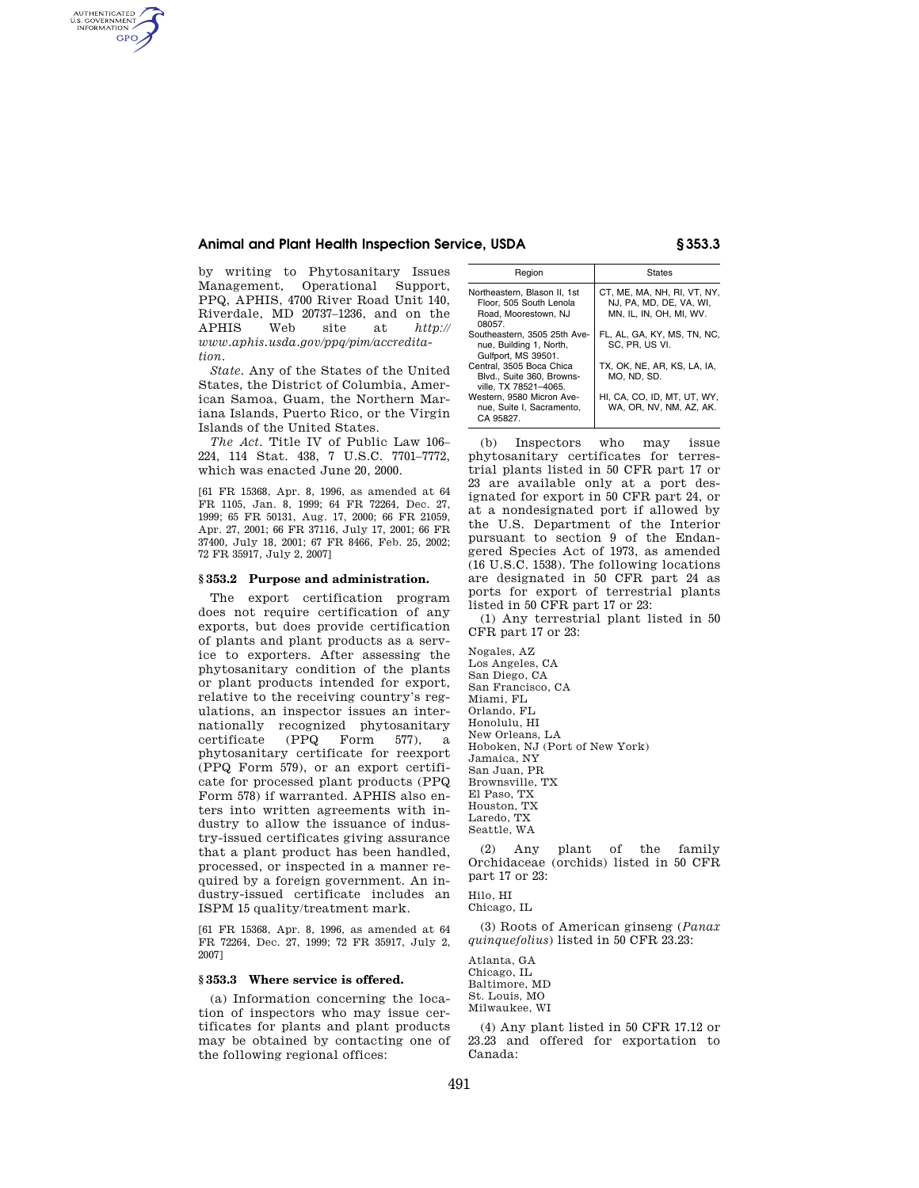by writing to Phytosanitary Issues Management, Operational Support, PPQ, APHIS, 4700 River Road Unit 140, Riverdale, MD 20737–1236, and on the APHIS Web site at *http://www.aphis.usda.gov/ppq/pim/accreditation*.

*State.* Any of the States of the United States, the District of Columbia, American Samoa, Guam, the Northern Mariana Islands, Puerto Rico, or the Virgin Islands of the United States.

*The Act.* Title IV of Public Law 106–224, 114 Stat. 438, 7 U.S.C. 7701–7772, which was enacted June 20, 2000.

[61 FR 15368, Apr. 8, 1996, as amended at 64 FR 1105, Jan. 8, 1999; 64 FR 72264, Dec. 27, 1999; 65 FR 50131, Aug. 17, 2000; 66 FR 21059, Apr. 27, 2001; 66 FR 37116, July 17, 2001; 66 FR 37400, July 18, 2001; 67 FR 8466, Feb. 25, 2002; 72 FR 35917, July 2, 2007]

## § 353.2 Purpose and administration.

The export certification program does not require certification of any exports, but does provide certification of plants and plant products as a service to exporters. After assessing the phytosanitary condition of the plants or plant products intended for export, relative to the receiving country's regulations, an inspector issues an internationally recognized phytosanitary certificate (PPQ Form 577), a phytosanitary certificate for reexport (PPQ Form 579), or an export certificate for processed plant products (PPQ Form 578) if warranted. APHIS also enters into written agreements with industry to allow the issuance of industry-issued certificates giving assurance that a plant product has been handled, processed, or inspected in a manner required by a foreign government. An industry-issued certificate includes an ISPM 15 quality/treatment mark.

[61 FR 15368, Apr. 8, 1996, as amended at 64 FR 72264, Dec. 27, 1999; 72 FR 35917, July 2, 2007]

## § 353.3 Where service is offered.

(a) Information concerning the location of inspectors who may issue certificates for plants and plant products may be obtained by contacting one of the following regional offices:

| Region | States |
|---|---|
| Northeastern, Blason II, 1st Floor, 505 South Lenola Road, Moorestown, NJ 08057. | CT, ME, MA, NH, RI, VT, NY, NJ, PA, MD, DE, VA, WI, MN, IL, IN, OH, MI, WV. |
| Southeastern, 3505 25th Avenue, Building 1, North, Gulfport, MS 39501. | FL, AL, GA, KY, MS, TN, NC, SC, PR, US VI. |
| Central, 3505 Boca Chica Blvd., Suite 360, Brownsville, TX 78521–4065. | TX, OK, NE, AR, KS, LA, IA, MO, ND, SD. |
| Western, 9580 Micron Avenue, Suite I, Sacramento, CA 95827. | HI, CA, CO, ID, MT, UT, WY, WA, OR, NV, NM, AZ, AK. |

(b) Inspectors who may issue phytosanitary certificates for terrestrial plants listed in 50 CFR part 17 or 23 are available only at a port designated for export in 50 CFR part 24, or at a nondesignated port if allowed by the U.S. Department of the Interior pursuant to section 9 of the Endangered Species Act of 1973, as amended (16 U.S.C. 1538). The following locations are designated in 50 CFR part 24 as ports for export of terrestrial plants listed in 50 CFR part 17 or 23:

(1) Any terrestrial plant listed in 50 CFR part 17 or 23:

Nogales, AZ
Los Angeles, CA
San Diego, CA
San Francisco, CA
Miami, FL
Orlando, FL
Honolulu, HI
New Orleans, LA
Hoboken, NJ (Port of New York)
Jamaica, NY
San Juan, PR
Brownsville, TX
El Paso, TX
Houston, TX
Laredo, TX
Seattle, WA

(2) Any plant of the family Orchidaceae (orchids) listed in 50 CFR part 17 or 23:

Hilo, HI
Chicago, IL

(3) Roots of American ginseng (*Panax quinquefolius*) listed in 50 CFR 23.23:

Atlanta, GA
Chicago, IL
Baltimore, MD
St. Louis, MO
Milwaukee, WI

(4) Any plant listed in 50 CFR 17.12 or 23.23 and offered for exportation to Canada: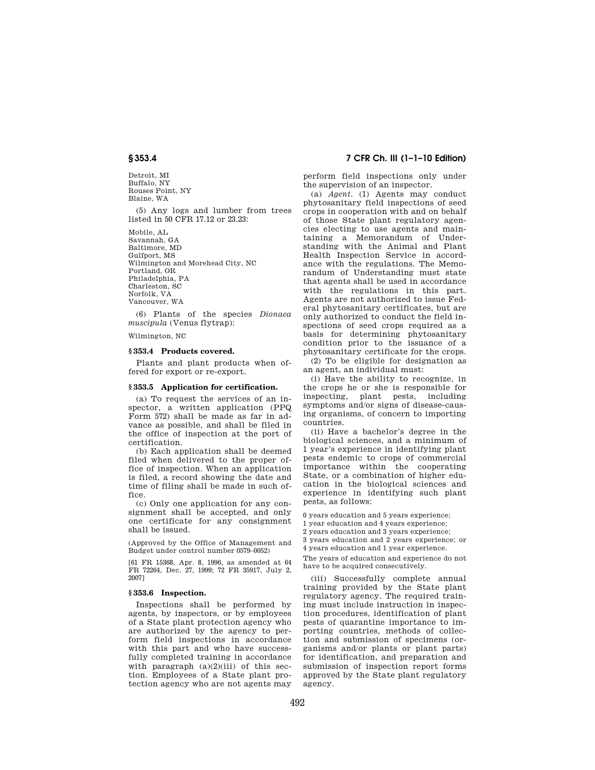Detroit, MI
Buffalo, NY
Rouses Point, NY
Blaine, WA

(5) Any logs and lumber from trees listed in 50 CFR 17.12 or 23.23:

Mobile, AL
Savannah, GA
Baltimore, MD
Gulfport, MS
Wilmington and Morehead City, NC
Portland, OR
Philadelphia, PA
Charleston, SC
Norfolk, VA
Vancouver, WA

(6) Plants of the species *Dionaea muscipula* (Venus flytrap):

Wilmington, NC

### § 353.4 Products covered.

Plants and plant products when offered for export or re-export.

### § 353.5 Application for certification.

(a) To request the services of an inspector, a written application (PPQ Form 572) shall be made as far in advance as possible, and shall be filed in the office of inspection at the port of certification.

(b) Each application shall be deemed filed when delivered to the proper office of inspection. When an application is filed, a record showing the date and time of filing shall be made in such office.

(c) Only one application for any consignment shall be accepted, and only one certificate for any consignment shall be issued.

(Approved by the Office of Management and Budget under control number 0579–0052)

[61 FR 15368, Apr. 8, 1996, as amended at 64 FR 72264, Dec. 27, 1999; 72 FR 35917, July 2, 2007]

### § 353.6 Inspection.

Inspections shall be performed by agents, by inspectors, or by employees of a State plant protection agency who are authorized by the agency to perform field inspections in accordance with this part and who have successfully completed training in accordance with paragraph (a)(2)(iii) of this section. Employees of a State plant protection agency who are not agents may perform field inspections only under the supervision of an inspector.

(a) *Agent.* (1) Agents may conduct phytosanitary field inspections of seed crops in cooperation with and on behalf of those State plant regulatory agencies electing to use agents and maintaining a Memorandum of Understanding with the Animal and Plant Health Inspection Service in accordance with the regulations. The Memorandum of Understanding must state that agents shall be used in accordance with the regulations in this part. Agents are not authorized to issue Federal phytosanitary certificates, but are only authorized to conduct the field inspections of seed crops required as a basis for determining phytosanitary condition prior to the issuance of a phytosanitary certificate for the crops.

(2) To be eligible for designation as an agent, an individual must:

(i) Have the ability to recognize, in the crops he or she is responsible for inspecting, plant pests, including symptoms and/or signs of disease-causing organisms, of concern to importing countries.

(ii) Have a bachelor's degree in the biological sciences, and a minimum of 1 year's experience in identifying plant pests endemic to crops of commercial importance within the cooperating State, or a combination of higher education in the biological sciences and experience in identifying such plant pests, as follows:

0 years education and 5 years experience;
1 year education and 4 years experience;
2 years education and 3 years experience;
3 years education and 2 years experience; or
4 years education and 1 year experience.

The years of education and experience do not have to be acquired consecutively.

(iii) Successfully complete annual training provided by the State plant regulatory agency. The required training must include instruction in inspection procedures, identification of plant pests of quarantine importance to importing countries, methods of collection and submission of specimens (organisms and/or plants or plant parts) for identification, and preparation and submission of inspection report forms approved by the State plant regulatory agency.